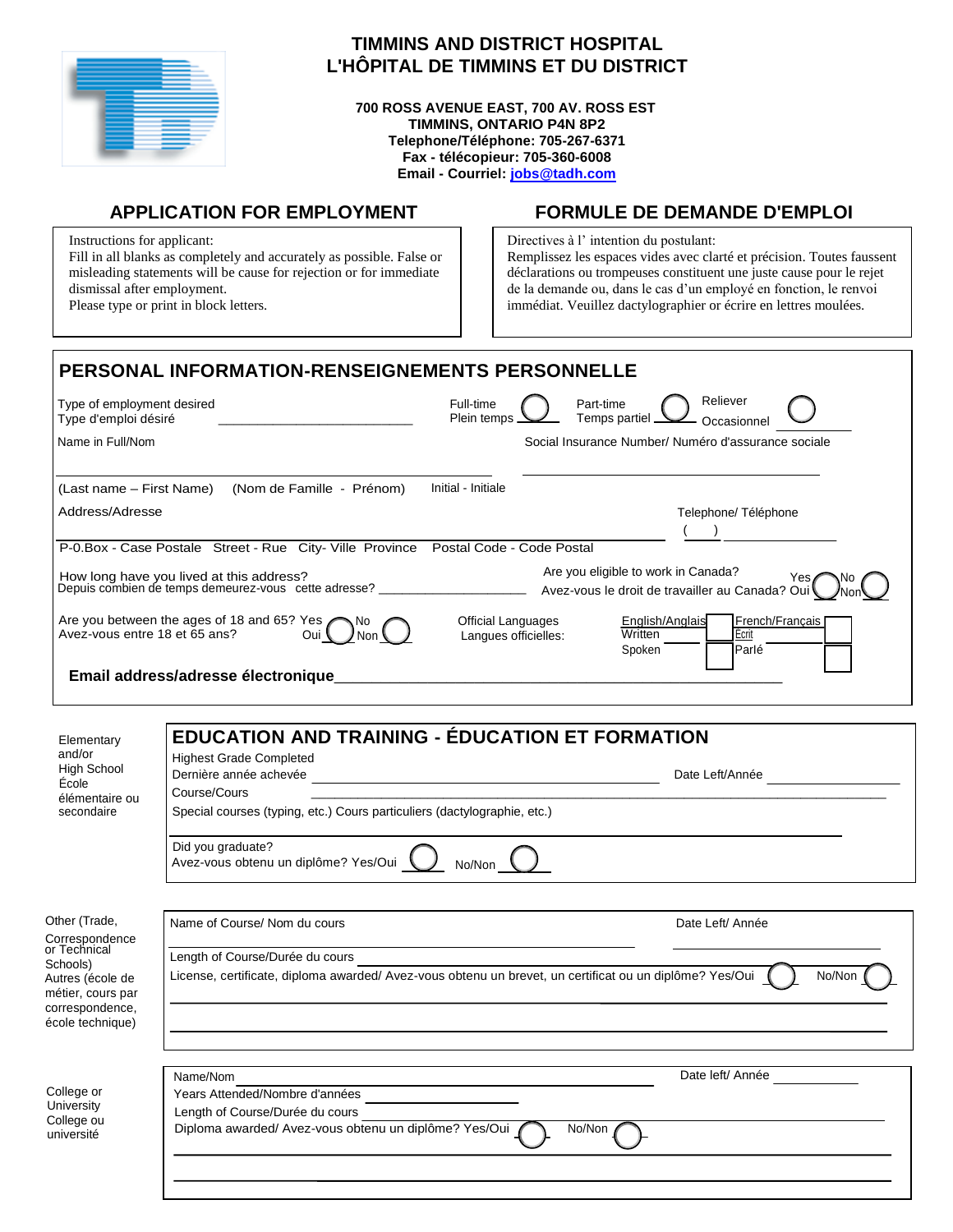# TIMMINS AND DISTRICT HOSPITAL
# L'HÔPITAL DE TIMMINS ET DU DISTRICT

**700 ROSS AVENUE EAST, 700 AV. ROSS EST**
**TIMMINS, ONTARIO P4N 8P2**
**Telephone/Téléphone: 705-267-6371**
**Fax - télécopieur: 705-360-6008**
**Email - Courriel: jobs@tadh.com**

## APPLICATION FOR EMPLOYMENT

Instructions for applicant:
Fill in all blanks as completely and accurately as possible. False or misleading statements will be cause for rejection or for immediate dismissal after employment.
Please type or print in block letters.

## FORMULE DE DEMANDE D'EMPLOI

Directives à l' intention du postulant:
Remplissez les espaces vides avec clarté et précision. Toutes faussent déclarations ou trompeuses constituent une juste cause pour le rejet de la demande ou, dans le cas d'un employé en fonction, le renvoi immédiat. Veuillez dactylographier or écrire en lettres moulées.

## PERSONAL INFORMATION-RENSEIGNEMENTS PERSONNELLE

Type of employment desired
Type d'emploi désiré ___________________________

Full-time / Plein temps ◯ Part-time / Temps partiel ◯ Reliever / Occasionnel ◯

Name in Full/Nom ___________________________

Social Insurance Number/ Numéro d'assurance sociale ___________________________

(Last name – First Name) (Nom de Famille - Prénom) Initial - Initiale

Address/Adresse ___________________________

Telephone/ Téléphone ( ) ___________

P-0.Box - Case Postale Street - Rue City- Ville Province Postal Code - Code Postal

How long have you lived at this address?
Depuis combien de temps demeurez-vous cette adresse? ____________________

Are you eligible to work in Canada?
Avez-vous le droit de travailler au Canada? Yes/Oui ◯ No/Non ◯

Are you between the ages of 18 and 65? Yes/Oui ◯ No/Non ◯
Avez-vous entre 18 et 65 ans?

Official Languages / Langues officielles:

| | English/Anglais | French/Français |
|---|---|---|
| Written / Écrit | ☐ | ☐ |
| Spoken / Parlé | ☐ | ☐ |

**Email address/adresse électronique**___________________________

## EDUCATION AND TRAINING - ÉDUCATION ET FORMATION

**Elementary and/or High School / École élémentaire ou secondaire**

Highest Grade Completed
Dernière année achevée ___________________________ Date Left/Année ___________

Course/Cours ___________________________

Special courses (typing, etc.) Cours particuliers (dactylographie, etc.)

___________________________

Did you graduate?
Avez-vous obtenu un diplôme? Yes/Oui ◯ No/Non ◯

**Other (Trade, Correspondence or Technical Schools) / Autres (école de métier, cours par correspondence, école technique)**

Name of Course/ Nom du cours ___________________________ Date Left/ Année ___________

Length of Course/Durée du cours ___________________________

License, certificate, diploma awarded/ Avez-vous obtenu un brevet, un certificat ou un diplôme? Yes/Oui ◯ No/Non ◯

___________________________

___________________________

**College or University / College ou université**

Name/Nom ___________________________ Date left/ Année ___________

Years Attended/Nombre d'années ___________________________

Length of Course/Durée du cours ___________________________

Diploma awarded/ Avez-vous obtenu un diplôme? Yes/Oui ◯ No/Non ◯

___________________________

___________________________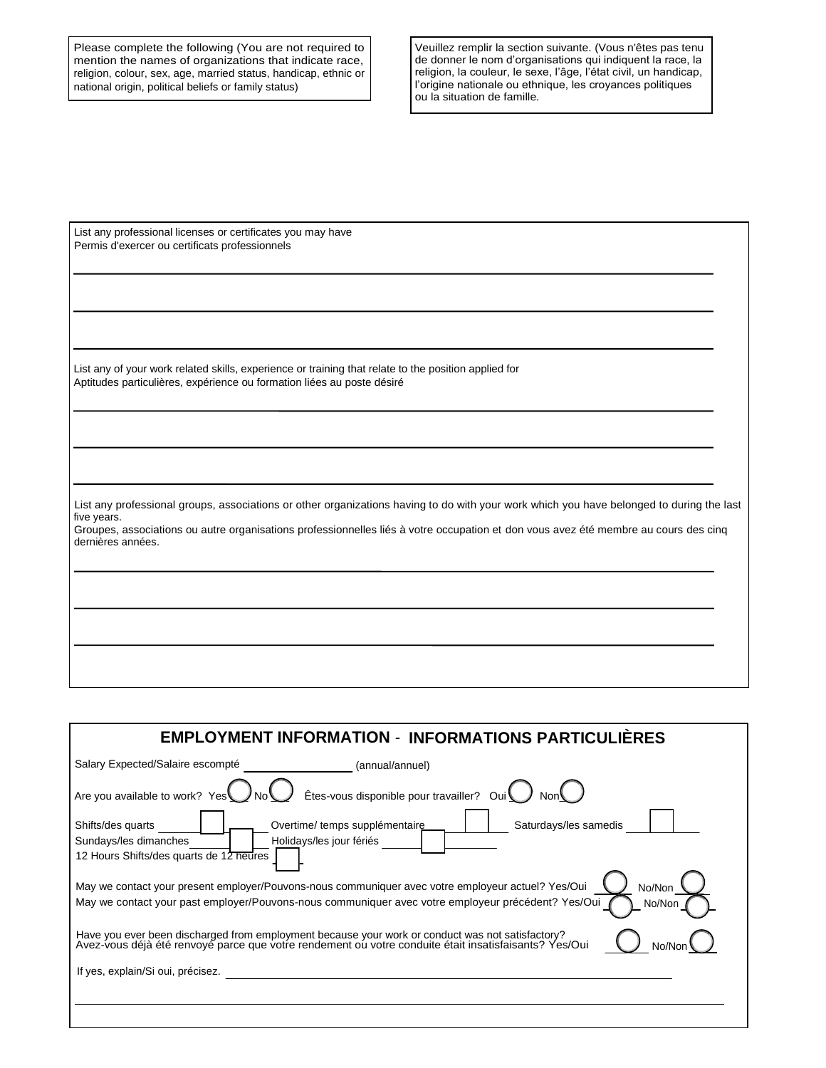Please complete the following (You are not required to mention the names of organizations that indicate race, religion, colour, sex, age, married status, handicap, ethnic or national origin, political beliefs or family status)

Veuillez remplir la section suivante. (Vous n'êtes pas tenu de donner le nom d'organisations qui indiquent la race, la religion, la couleur, le sexe, l'âge, l'état civil, un handicap, l'origine nationale ou ethnique, les croyances politiques ou la situation de famille.

List any professional licenses or certificates you may have
Permis d'exercer ou certificats professionnels

\_\_\_\_\_\_\_\_\_\_\_\_\_\_\_\_\_\_\_\_\_\_\_\_\_\_\_\_\_\_\_\_\_\_\_\_\_\_\_\_

\_\_\_\_\_\_\_\_\_\_\_\_\_\_\_\_\_\_\_\_\_\_\_\_\_\_\_\_\_\_\_\_\_\_\_\_\_\_\_\_

\_\_\_\_\_\_\_\_\_\_\_\_\_\_\_\_\_\_\_\_\_\_\_\_\_\_\_\_\_\_\_\_\_\_\_\_\_\_\_\_

List any of your work related skills, experience or training that relate to the position applied for
Aptitudes particulières, expérience ou formation liées au poste désiré

\_\_\_\_\_\_\_\_\_\_\_\_\_\_\_\_\_\_\_\_\_\_\_\_\_\_\_\_\_\_\_\_\_\_\_\_\_\_\_\_

\_\_\_\_\_\_\_\_\_\_\_\_\_\_\_\_\_\_\_\_\_\_\_\_\_\_\_\_\_\_\_\_\_\_\_\_\_\_\_\_

\_\_\_\_\_\_\_\_\_\_\_\_\_\_\_\_\_\_\_\_\_\_\_\_\_\_\_\_\_\_\_\_\_\_\_\_\_\_\_\_

List any professional groups, associations or other organizations having to do with your work which you have belonged to during the last five years.
Groupes, associations ou autre organisations professionnelles liés à votre occupation et don vous avez été membre au cours des cinq dernières années.

\_\_\_\_\_\_\_\_\_\_\_\_\_\_\_\_\_\_\_\_\_\_\_\_\_\_\_\_\_\_\_\_\_\_\_\_\_\_\_\_

\_\_\_\_\_\_\_\_\_\_\_\_\_\_\_\_\_\_\_\_\_\_\_\_\_\_\_\_\_\_\_\_\_\_\_\_\_\_\_\_

\_\_\_\_\_\_\_\_\_\_\_\_\_\_\_\_\_\_\_\_\_\_\_\_\_\_\_\_\_\_\_\_\_\_\_\_\_\_\_\_

## EMPLOYMENT INFORMATION - INFORMATIONS PARTICULIÈRES

Salary Expected/Salaire escompté \_\_\_\_\_\_\_\_\_\_\_\_\_\_\_\_ (annual/annuel)

Are you available to work? Yes ◯ No ◯ Êtes-vous disponible pour travailler? Oui ◯ Non ◯

Shifts/des quarts ☐ Overtime/ temps supplémentaire ☐ Saturdays/les samedis ☐
Sundays/les dimanches ☐ Holidays/les jour fériés ☐
12 Hours Shifts/des quarts de 12 heures ☐

May we contact your present employer/Pouvons-nous communiquer avec votre employeur actuel? Yes/Oui ◯ No/Non ◯
May we contact your past employer/Pouvons-nous communiquer avec votre employeur précédent? Yes/Oui ◯ No/Non ◯

Have you ever been discharged from employment because your work or conduct was not satisfactory?
Avez-vous déjà été renvoyé parce que votre rendement ou votre conduite était insatisfaisants? Yes/Oui ◯ No/Non ◯

If yes, explain/Si oui, précisez. \_\_\_\_\_\_\_\_\_\_\_\_\_\_\_\_\_\_\_\_\_\_\_\_\_\_\_\_\_\_\_\_\_\_\_\_\_\_\_\_

\_\_\_\_\_\_\_\_\_\_\_\_\_\_\_\_\_\_\_\_\_\_\_\_\_\_\_\_\_\_\_\_\_\_\_\_\_\_\_\_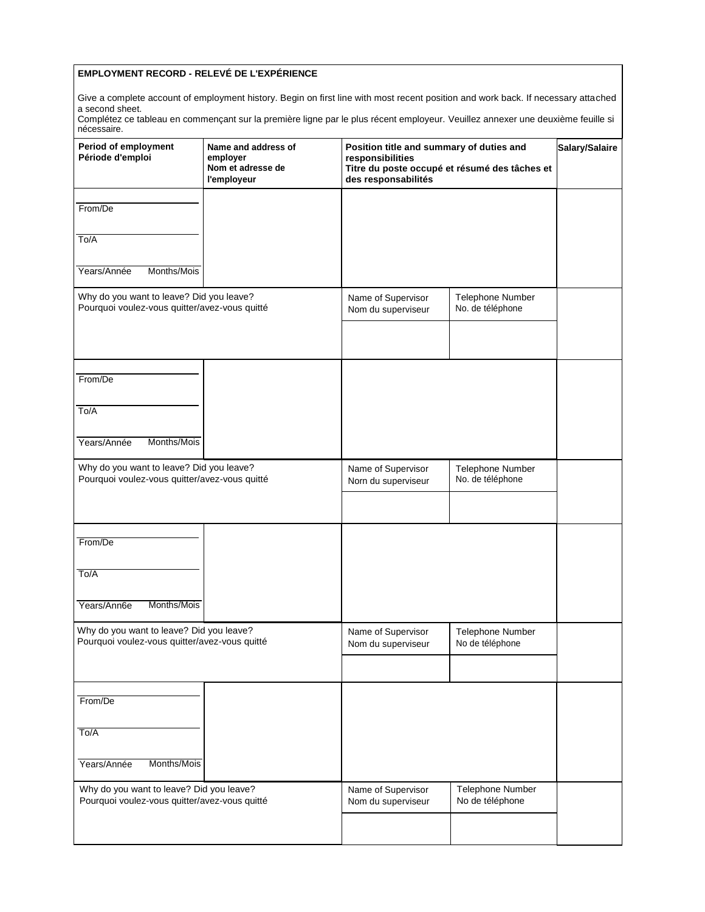## EMPLOYMENT RECORD - RELEVÉ DE L'EXPÉRIENCE

Give a complete account of employment history. Begin on first line with most recent position and work back. If necessary attached a second sheet.
Complétez ce tableau en commençant sur la première ligne par le plus récent employeur. Veuillez annexer une deuxième feuille si nécessaire.

| **Period of employment Période d'emploi** | **Name and address of employer Nom et adresse de l'employeur** | **Position title and summary of duties and responsibilities Titre du poste occupé et résumé des tâches et des responsabilités** | | **Salary/Salaire** |
|---|---|---|---|---|
| From/De<br>To/A<br>Years/Année Months/Mois | | | | |
| Why do you want to leave? Did you leave?<br>Pourquoi voulez-vous quitter/avez-vous quitté | | Name of Supervisor<br>Nom du superviseur | Telephone Number<br>No. de téléphone | |
| | | | | |
| From/De<br>To/A<br>Years/Année Months/Mois | | | | |
| Why do you want to leave? Did you leave?<br>Pourquoi voulez-vous quitter/avez-vous quitté | | Name of Supervisor<br>Norn du superviseur | Telephone Number<br>No. de téléphone | |
| | | | | |
| From/De<br>To/A<br>Years/Ann6e Months/Mois | | | | |
| Why do you want to leave? Did you leave?<br>Pourquoi voulez-vous quitter/avez-vous quitté | | Name of Supervisor<br>Nom du superviseur | Telephone Number<br>No de téléphone | |
| | | | | |
| From/De<br>To/A<br>Years/Année Months/Mois | | | | |
| Why do you want to leave? Did you leave?<br>Pourquoi voulez-vous quitter/avez-vous quitté | | Name of Supervisor<br>Nom du superviseur | Telephone Number<br>No de téléphone | |
| | | | | |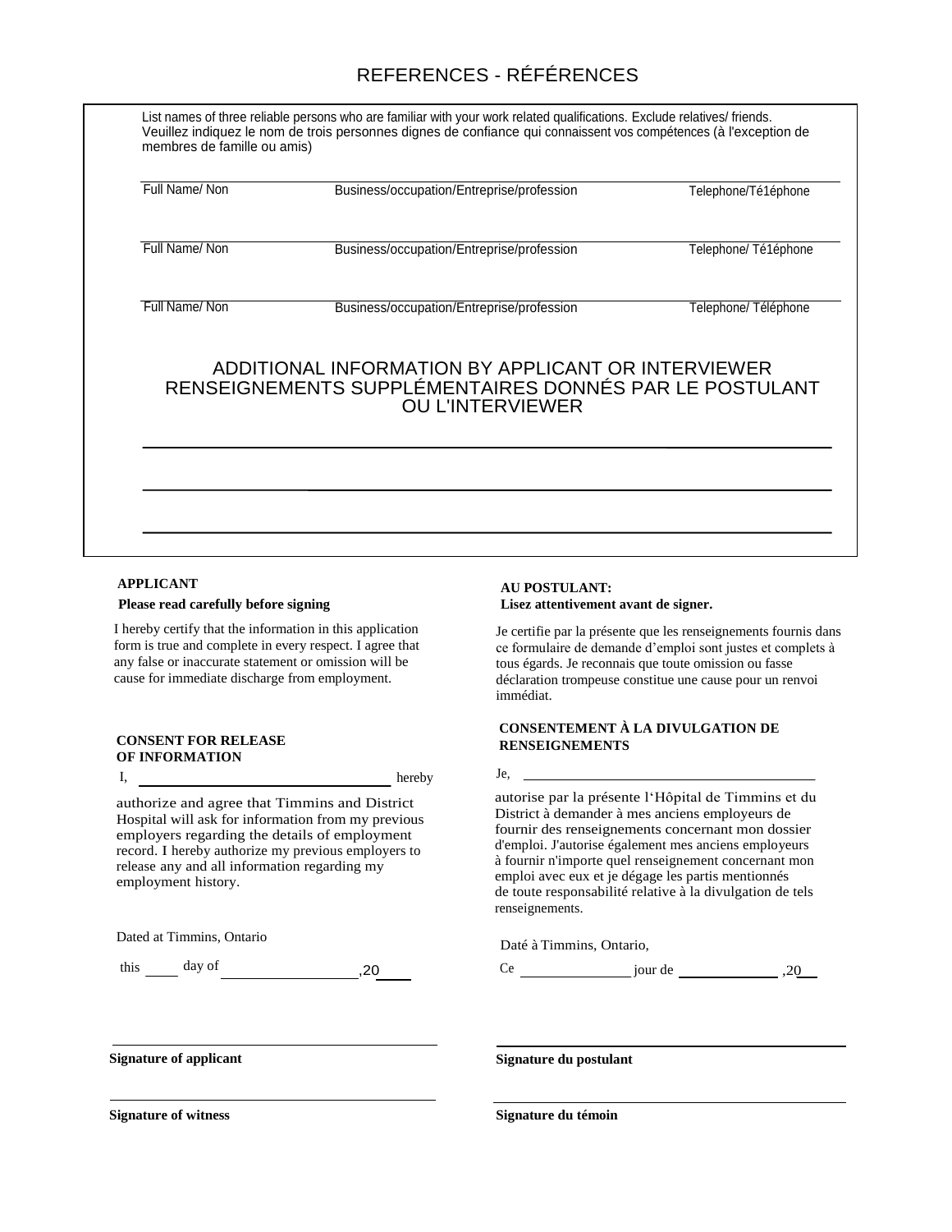# REFERENCES - RÉFÉRENCES

List names of three reliable persons who are familiar with your work related qualifications. Exclude relatives/ friends.
Veuillez indiquez le nom de trois personnes dignes de confiance qui connaissent vos compétences (à l'exception de membres de famille ou amis)

| Full Name/ Non | Business/occupation/Entreprise/profession | Telephone/Té1éphone |
|---|---|---|
| Full Name/ Non | Business/occupation/Entreprise/profession | Telephone/ Té1éphone |
| Full Name/ Non | Business/occupation/Entreprise/profession | Telephone/ Téléphone |

## ADDITIONAL INFORMATION BY APPLICANT OR INTERVIEWER
## RENSEIGNEMENTS SUPPLÉMENTAIRES DONNÉS PAR LE POSTULANT OU L'INTERVIEWER

______________________________________________

______________________________________________

______________________________________________

**APPLICANT**

**Please read carefully before signing**

I hereby certify that the information in this application form is true and complete in every respect. I agree that any false or inaccurate statement or omission will be cause for immediate discharge from employment.

**CONSENT FOR RELEASE OF INFORMATION**

I, ______________________________ hereby

authorize and agree that Timmins and District Hospital will ask for information from my previous employers regarding the details of employment record. I hereby authorize my previous employers to release any and all information regarding my employment history.

Dated at Timmins, Ontario

this _____ day of ________________ ,20____

______________________________
**Signature of applicant**

______________________________
**Signature of witness**

**AU POSTULANT:**

**Lisez attentivement avant de signer.**

Je certifie par la présente que les renseignements fournis dans ce formulaire de demande d'emploi sont justes et complets à tous égards. Je reconnais que toute omission ou fasse déclaration trompeuse constitue une cause pour un renvoi immédiat.

**CONSENTEMENT À LA DIVULGATION DE RENSEIGNEMENTS**

Je, ______________________________

autorise par la présente l'Hôpital de Timmins et du District à demander à mes anciens employeurs de fournir des renseignements concernant mon dossier d'emploi. J'autorise également mes anciens employeurs à fournir n'importe quel renseignement concernant mon emploi avec eux et je dégage les partis mentionnés de toute responsabilité relative à la divulgation de tels renseignements.

Daté à Timmins, Ontario,

Ce ______________ jour de ______________ ,20____

______________________________
**Signature du postulant**

______________________________
**Signature du témoin**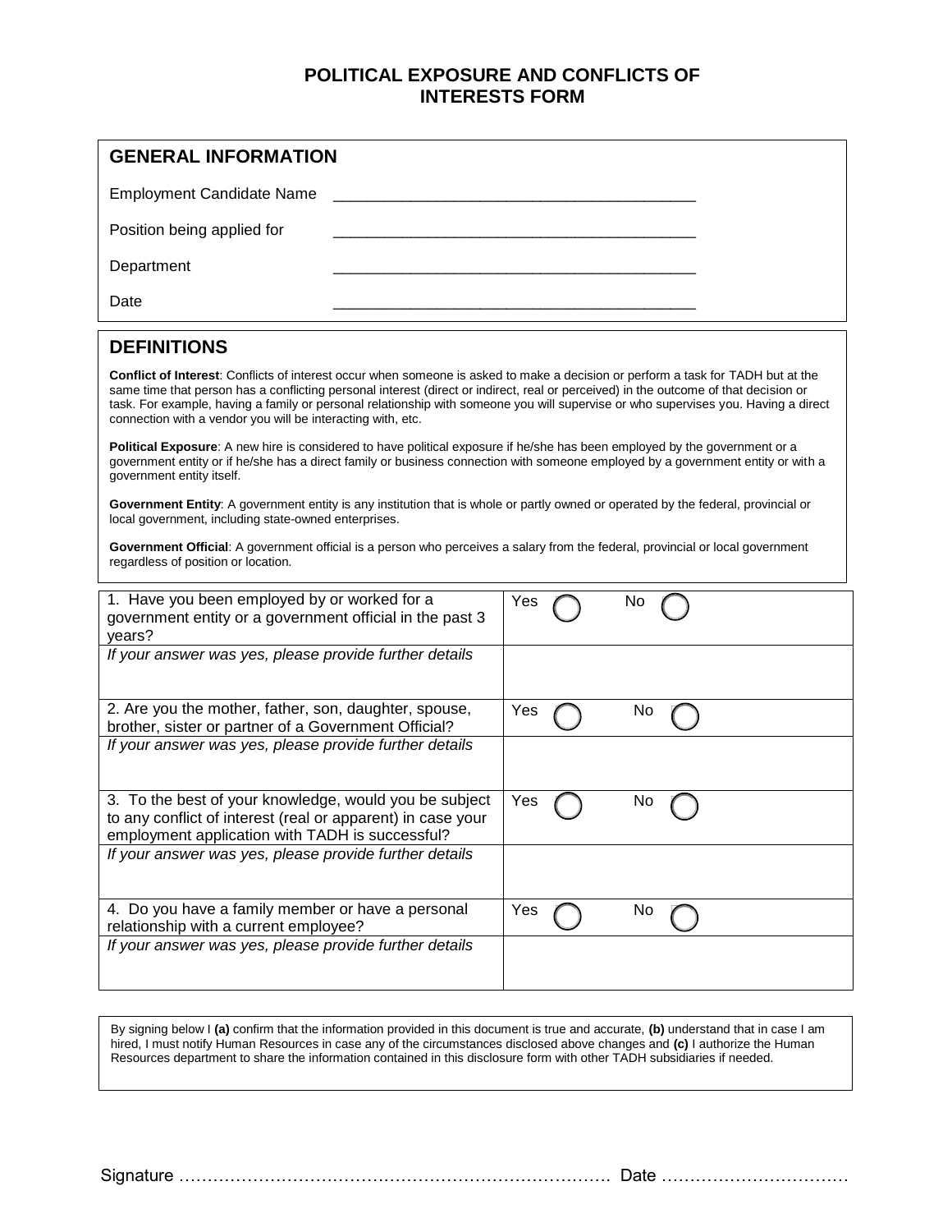# POLITICAL EXPOSURE AND CONFLICTS OF INTERESTS FORM

## GENERAL INFORMATION

Employment Candidate Name ___________________________________________

Position being applied for ___________________________________________

Department ___________________________________________

Date ___________________________________________

## DEFINITIONS

**Conflict of Interest**: Conflicts of interest occur when someone is asked to make a decision or perform a task for TADH but at the same time that person has a conflicting personal interest (direct or indirect, real or perceived) in the outcome of that decision or task. For example, having a family or personal relationship with someone you will supervise or who supervises you. Having a direct connection with a vendor you will be interacting with, etc.

**Political Exposure**: A new hire is considered to have political exposure if he/she has been employed by the government or a government entity or if he/she has a direct family or business connection with someone employed by a government entity or with a government entity itself.

**Government Entity**: A government entity is any institution that is whole or partly owned or operated by the federal, provincial or local government, including state-owned enterprises.

**Government Official**: A government official is a person who perceives a salary from the federal, provincial or local government regardless of position or location.

| | |
|---|---|
| 1. Have you been employed by or worked for a government entity or a government official in the past 3 years? | Yes ◯ No ◯ |
| *If your answer was yes, please provide further details* | |
| 2. Are you the mother, father, son, daughter, spouse, brother, sister or partner of a Government Official? | Yes ◯ No ◯ |
| *If your answer was yes, please provide further details* | |
| 3. To the best of your knowledge, would you be subject to any conflict of interest (real or apparent) in case your employment application with TADH is successful? | Yes ◯ No ◯ |
| *If your answer was yes, please provide further details* | |
| 4. Do you have a family member or have a personal relationship with a current employee? | Yes ◯ No ◯ |
| *If your answer was yes, please provide further details* | |

By signing below I **(a)** confirm that the information provided in this document is true and accurate, **(b)** understand that in case I am hired, I must notify Human Resources in case any of the circumstances disclosed above changes and **(c)** I authorize the Human Resources department to share the information contained in this disclosure form with other TADH subsidiaries if needed.

Signature ………………………………………………………………… Date ……………………………